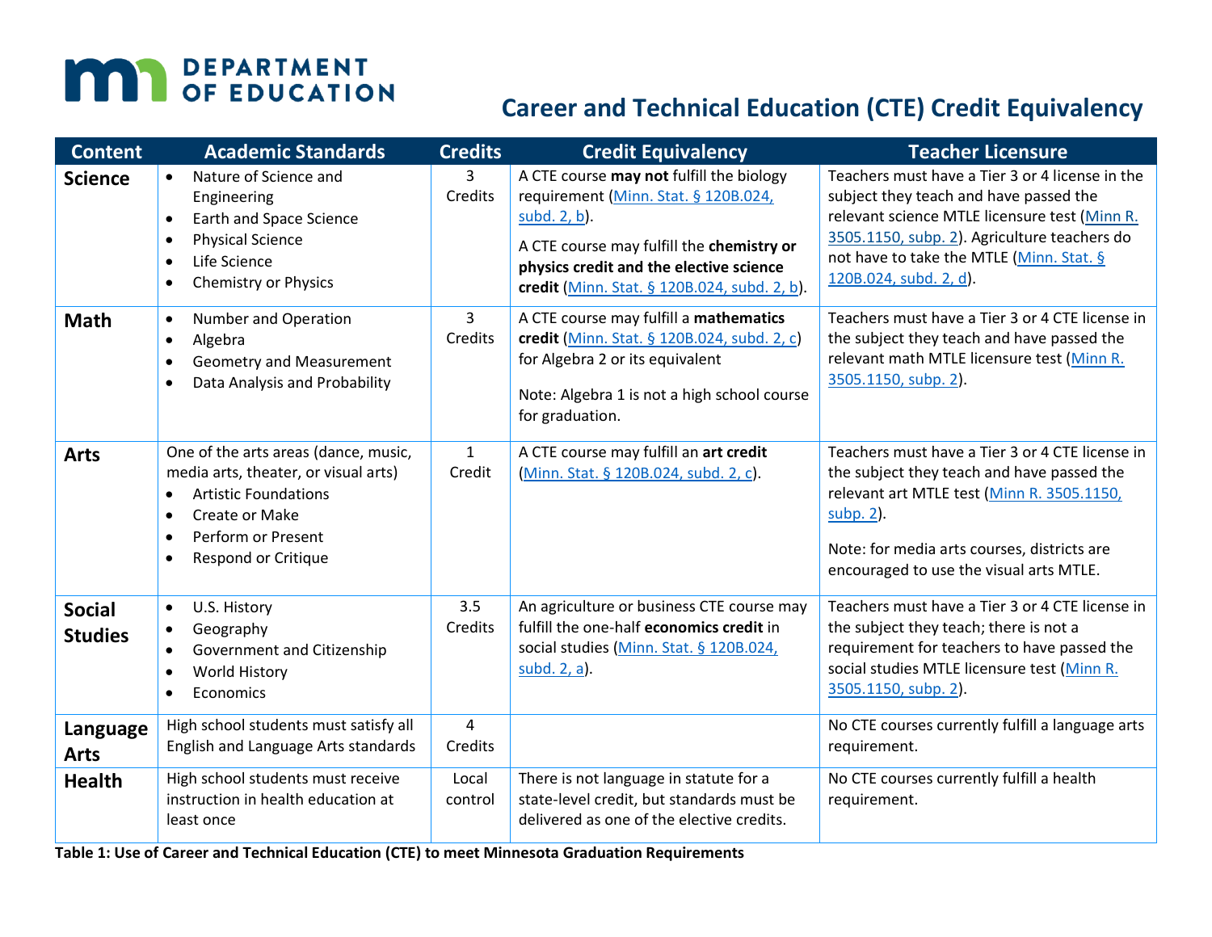# Career and Technical Education (CTE) Credit Equivalency

| Content | Academic Standards | Credits | Credit Equivalency | Teacher Licensure |
|---|---|---|---|---|
| **Science** | • Nature of Science and Engineering<br>• Earth and Space Science<br>• Physical Science<br>• Life Science<br>• Chemistry or Physics | 3 Credits | A CTE course **may not** fulfill the biology requirement (Minn. Stat. § 120B.024, subd. 2, b).<br><br>A CTE course may fulfill the **chemistry or physics credit and the elective science credit** (Minn. Stat. § 120B.024, subd. 2, b). | Teachers must have a Tier 3 or 4 license in the subject they teach and have passed the relevant science MTLE licensure test (Minn R. 3505.1150, subp. 2). Agriculture teachers do not have to take the MTLE (Minn. Stat. § 120B.024, subd. 2, d). |
| **Math** | • Number and Operation<br>• Algebra<br>• Geometry and Measurement<br>• Data Analysis and Probability | 3 Credits | A CTE course may fulfill a **mathematics credit** (Minn. Stat. § 120B.024, subd. 2, c) for Algebra 2 or its equivalent<br><br>Note: Algebra 1 is not a high school course for graduation. | Teachers must have a Tier 3 or 4 CTE license in the subject they teach and have passed the relevant math MTLE licensure test (Minn R. 3505.1150, subp. 2). |
| **Arts** | One of the arts areas (dance, music, media arts, theater, or visual arts)<br>• Artistic Foundations<br>• Create or Make<br>• Perform or Present<br>• Respond or Critique | 1 Credit | A CTE course may fulfill an **art credit** (Minn. Stat. § 120B.024, subd. 2, c). | Teachers must have a Tier 3 or 4 CTE license in the subject they teach and have passed the relevant art MTLE test (Minn R. 3505.1150, subp. 2).<br><br>Note: for media arts courses, districts are encouraged to use the visual arts MTLE. |
| **Social Studies** | • U.S. History<br>• Geography<br>• Government and Citizenship<br>• World History<br>• Economics | 3.5 Credits | An agriculture or business CTE course may fulfill the one-half **economics credit** in social studies (Minn. Stat. § 120B.024, subd. 2, a). | Teachers must have a Tier 3 or 4 CTE license in the subject they teach; there is not a requirement for teachers to have passed the social studies MTLE licensure test (Minn R. 3505.1150, subp. 2). |
| **Language Arts** | High school students must satisfy all English and Language Arts standards | 4 Credits | | No CTE courses currently fulfill a language arts requirement. |
| **Health** | High school students must receive instruction in health education at least once | Local control | There is not language in statute for a state-level credit, but standards must be delivered as one of the elective credits. | No CTE courses currently fulfill a health requirement. |

**Table 1: Use of Career and Technical Education (CTE) to meet Minnesota Graduation Requirements**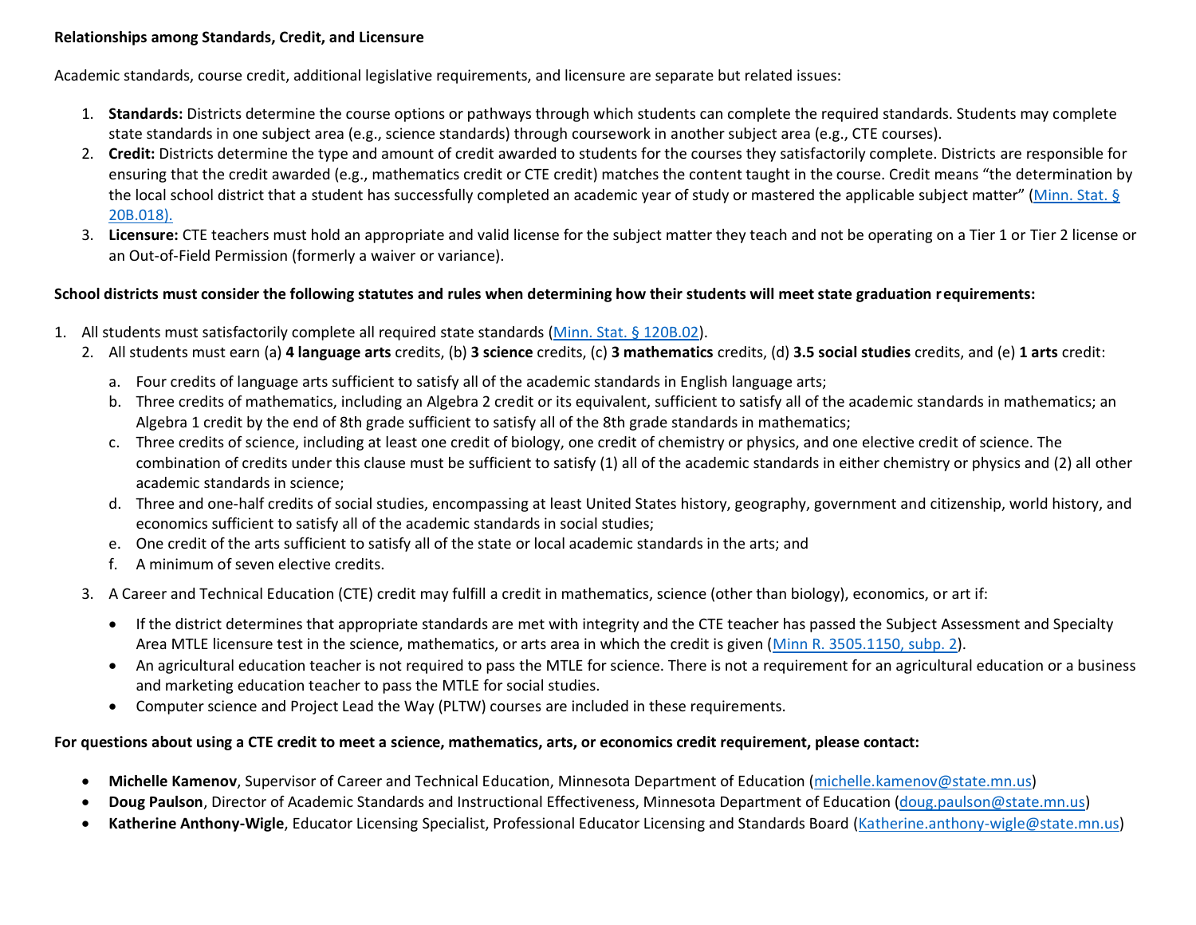**Relationships among Standards, Credit, and Licensure**

Academic standards, course credit, additional legislative requirements, and licensure are separate but related issues:

1. **Standards:** Districts determine the course options or pathways through which students can complete the required standards. Students may complete state standards in one subject area (e.g., science standards) through coursework in another subject area (e.g., CTE courses).
2. **Credit:** Districts determine the type and amount of credit awarded to students for the courses they satisfactorily complete. Districts are responsible for ensuring that the credit awarded (e.g., mathematics credit or CTE credit) matches the content taught in the course. Credit means "the determination by the local school district that a student has successfully completed an academic year of study or mastered the applicable subject matter" (Minn. Stat. § 20B.018).
3. **Licensure:** CTE teachers must hold an appropriate and valid license for the subject matter they teach and not be operating on a Tier 1 or Tier 2 license or an Out-of-Field Permission (formerly a waiver or variance).

**School districts must consider the following statutes and rules when determining how their students will meet state graduation requirements:**

1. All students must satisfactorily complete all required state standards (Minn. Stat. § 120B.02).
2. All students must earn (a) **4 language arts** credits, (b) **3 science** credits, (c) **3 mathematics** credits, (d) **3.5 social studies** credits, and (e) **1 arts** credit:
   a. Four credits of language arts sufficient to satisfy all of the academic standards in English language arts;
   b. Three credits of mathematics, including an Algebra 2 credit or its equivalent, sufficient to satisfy all of the academic standards in mathematics; an Algebra 1 credit by the end of 8th grade sufficient to satisfy all of the 8th grade standards in mathematics;
   c. Three credits of science, including at least one credit of biology, one credit of chemistry or physics, and one elective credit of science. The combination of credits under this clause must be sufficient to satisfy (1) all of the academic standards in either chemistry or physics and (2) all other academic standards in science;
   d. Three and one-half credits of social studies, encompassing at least United States history, geography, government and citizenship, world history, and economics sufficient to satisfy all of the academic standards in social studies;
   e. One credit of the arts sufficient to satisfy all of the state or local academic standards in the arts; and
   f. A minimum of seven elective credits.
3. A Career and Technical Education (CTE) credit may fulfill a credit in mathematics, science (other than biology), economics, or art if:
   - If the district determines that appropriate standards are met with integrity and the CTE teacher has passed the Subject Assessment and Specialty Area MTLE licensure test in the science, mathematics, or arts area in which the credit is given (Minn R. 3505.1150, subp. 2).
   - An agricultural education teacher is not required to pass the MTLE for science. There is not a requirement for an agricultural education or a business and marketing education teacher to pass the MTLE for social studies.
   - Computer science and Project Lead the Way (PLTW) courses are included in these requirements.

**For questions about using a CTE credit to meet a science, mathematics, arts, or economics credit requirement, please contact:**

- **Michelle Kamenov**, Supervisor of Career and Technical Education, Minnesota Department of Education (michelle.kamenov@state.mn.us)
- **Doug Paulson**, Director of Academic Standards and Instructional Effectiveness, Minnesota Department of Education (doug.paulson@state.mn.us)
- **Katherine Anthony-Wigle**, Educator Licensing Specialist, Professional Educator Licensing and Standards Board (Katherine.anthony-wigle@state.mn.us)